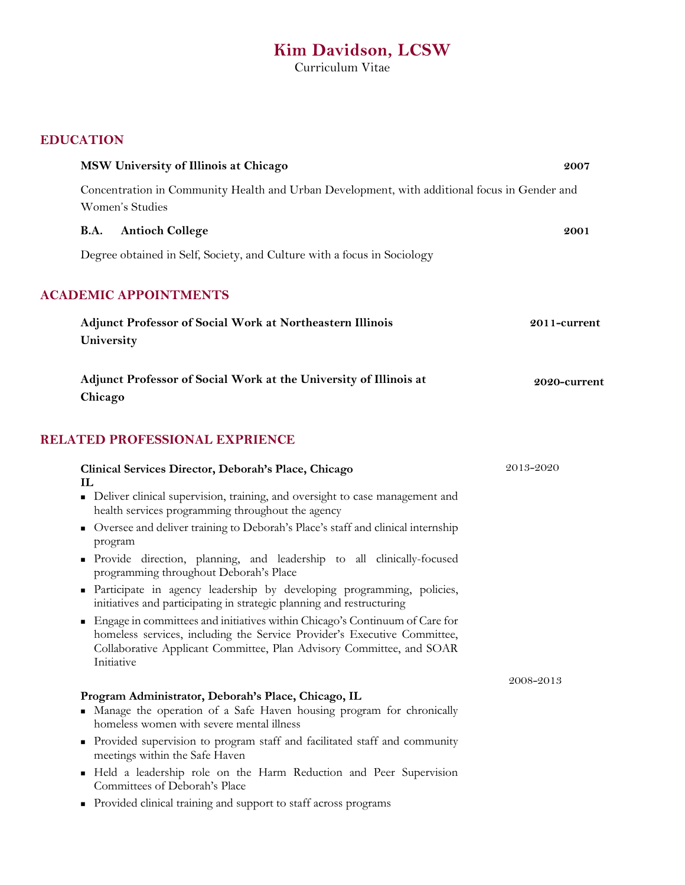# Kim Davidson, LCSW

Curriculum Vitae

## EDUCATION

**MSW University of Illinois at Chicago** **2007**

Concentration in Community Health and Urban Development, with additional focus in Gender and Women's Studies

**B.A. Antioch College** **2001**

Degree obtained in Self, Society, and Culture with a focus in Sociology

## ACADEMIC APPOINTMENTS

**Adjunct Professor of Social Work at Northeastern Illinois University** **2011-current**

**Adjunct Professor of Social Work at the University of Illinois at Chicago** **2020-current**

## RELATED PROFESSIONAL EXPRIENCE

**Clinical Services Director, Deborah's Place, Chicago IL** 2013-2020

- Deliver clinical supervision, training, and oversight to case management and health services programming throughout the agency
- Oversee and deliver training to Deborah's Place's staff and clinical internship program
- Provide direction, planning, and leadership to all clinically-focused programming throughout Deborah's Place
- Participate in agency leadership by developing programming, policies, initiatives and participating in strategic planning and restructuring
- Engage in committees and initiatives within Chicago's Continuum of Care for homeless services, including the Service Provider's Executive Committee, Collaborative Applicant Committee, Plan Advisory Committee, and SOAR Initiative

**Program Administrator, Deborah's Place, Chicago, IL** 2008-2013

- Manage the operation of a Safe Haven housing program for chronically homeless women with severe mental illness
- Provided supervision to program staff and facilitated staff and community meetings within the Safe Haven
- Held a leadership role on the Harm Reduction and Peer Supervision Committees of Deborah's Place
- Provided clinical training and support to staff across programs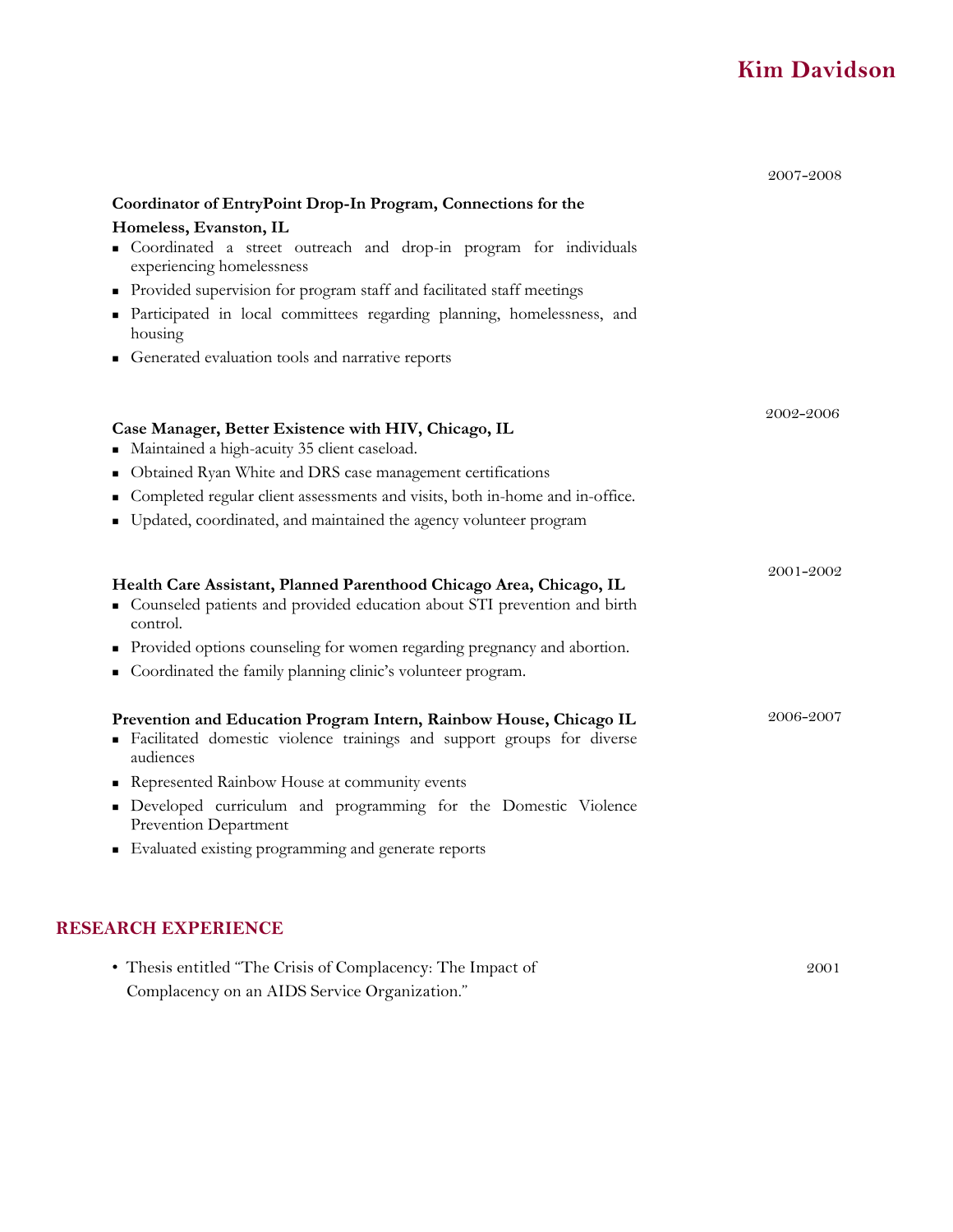2007-2008

**Coordinator of EntryPoint Drop-In Program, Connections for the Homeless, Evanston, IL**

- Coordinated a street outreach and drop-in program for individuals experiencing homelessness
- Provided supervision for program staff and facilitated staff meetings
- Participated in local committees regarding planning, homelessness, and housing
- Generated evaluation tools and narrative reports

2002-2006

**Case Manager, Better Existence with HIV, Chicago, IL**

- Maintained a high-acuity 35 client caseload.
- Obtained Ryan White and DRS case management certifications
- Completed regular client assessments and visits, both in-home and in-office.
- Updated, coordinated, and maintained the agency volunteer program

2001-2002

**Health Care Assistant, Planned Parenthood Chicago Area, Chicago, IL**

- Counseled patients and provided education about STI prevention and birth control.
- Provided options counseling for women regarding pregnancy and abortion.
- Coordinated the family planning clinic's volunteer program.

**Prevention and Education Program Intern, Rainbow House, Chicago IL** 2006-2007

- Facilitated domestic violence trainings and support groups for diverse audiences
- Represented Rainbow House at community events
- Developed curriculum and programming for the Domestic Violence Prevention Department
- Evaluated existing programming and generate reports

## RESEARCH EXPERIENCE

- Thesis entitled "The Crisis of Complacency: The Impact of Complacency on an AIDS Service Organization." 2001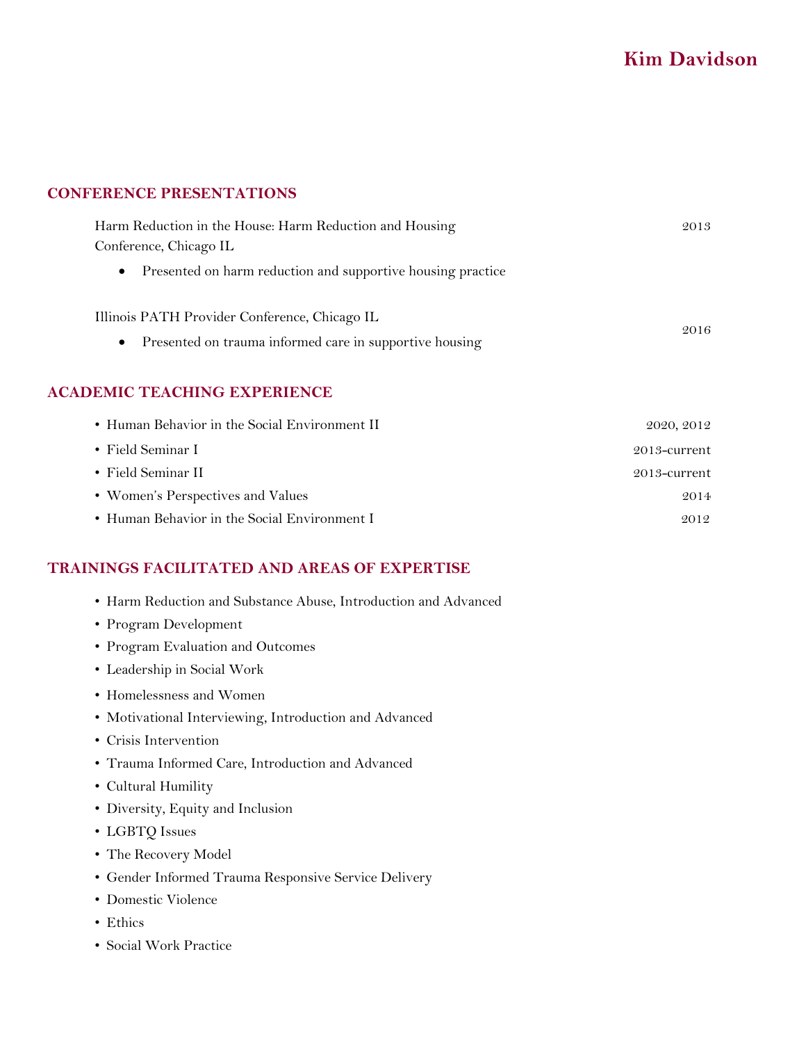# Kim Davidson

## CONFERENCE PRESENTATIONS

Harm Reduction in the House: Harm Reduction and Housing Conference, Chicago IL — 2013

- Presented on harm reduction and supportive housing practice

Illinois PATH Provider Conference, Chicago IL — 2016

- Presented on trauma informed care in supportive housing

## ACADEMIC TEACHING EXPERIENCE

- Human Behavior in the Social Environment II — 2020, 2012
- Field Seminar I — 2013-current
- Field Seminar II — 2013-current
- Women's Perspectives and Values — 2014
- Human Behavior in the Social Environment I — 2012

## TRAININGS FACILITATED AND AREAS OF EXPERTISE

- Harm Reduction and Substance Abuse, Introduction and Advanced
- Program Development
- Program Evaluation and Outcomes
- Leadership in Social Work
- Homelessness and Women
- Motivational Interviewing, Introduction and Advanced
- Crisis Intervention
- Trauma Informed Care, Introduction and Advanced
- Cultural Humility
- Diversity, Equity and Inclusion
- LGBTQ Issues
- The Recovery Model
- Gender Informed Trauma Responsive Service Delivery
- Domestic Violence
- Ethics
- Social Work Practice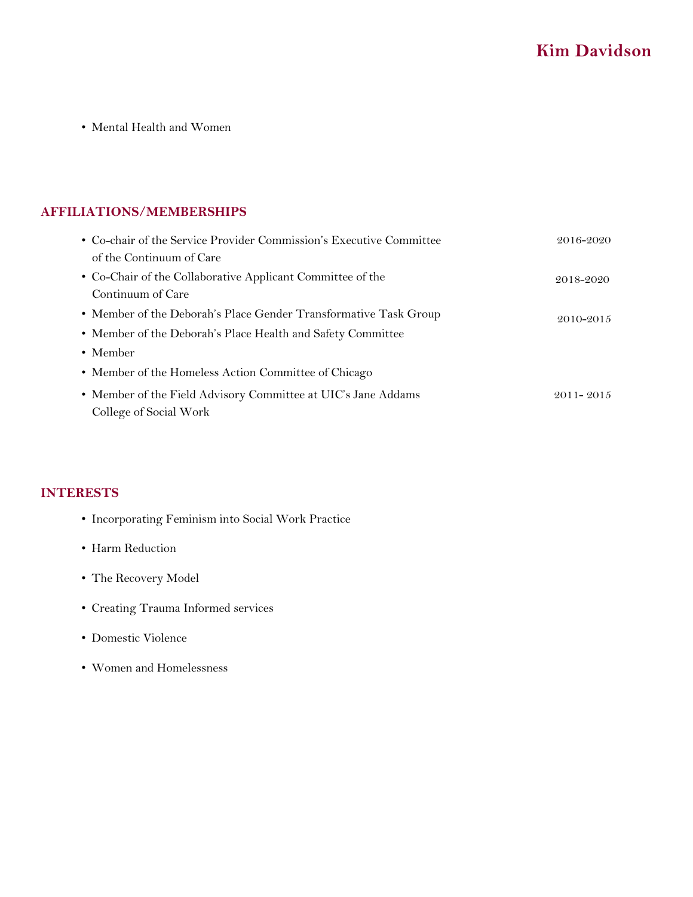- Mental Health and Women

## AFFILIATIONS/MEMBERSHIPS

- Co-chair of the Service Provider Commission's Executive Committee of the Continuum of Care — 2016-2020
- Co-Chair of the Collaborative Applicant Committee of the Continuum of Care — 2018-2020
- Member of the Deborah's Place Gender Transformative Task Group — 2010-2015
- Member of the Deborah's Place Health and Safety Committee
- Member
- Member of the Homeless Action Committee of Chicago
- Member of the Field Advisory Committee at UIC's Jane Addams College of Social Work — 2011- 2015

## INTERESTS

- Incorporating Feminism into Social Work Practice
- Harm Reduction
- The Recovery Model
- Creating Trauma Informed services
- Domestic Violence
- Women and Homelessness